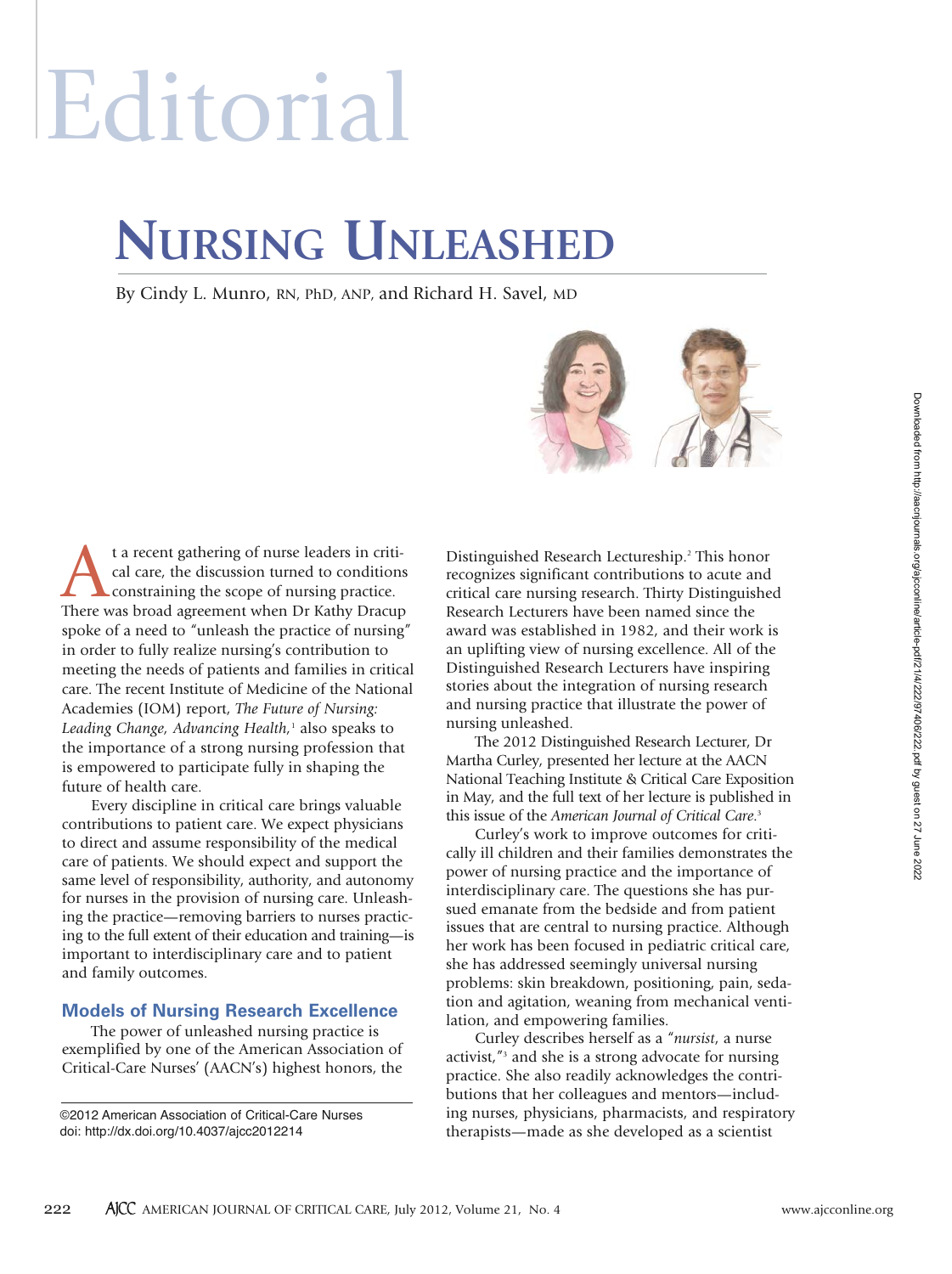# Editorial

## Nursing Unleashed

By Cindy L. Munro, RN, PhD, ANP, and Richard H. Savel, MD

At a recent gathering of nurse leaders in critical care, the discussion turned to conditions constraining the scope of nursing practice. There was broad agreement when Dr Kathy Dracup spoke of a need to "unleash the practice of nursing" in order to fully realize nursing's contribution to meeting the needs of patients and families in critical care. The recent Institute of Medicine of the National Academies (IOM) report, *The Future of Nursing: Leading Change, Advancing Health,*[1] also speaks to the importance of a strong nursing profession that is empowered to participate fully in shaping the future of health care.

Every discipline in critical care brings valuable contributions to patient care. We expect physicians to direct and assume responsibility of the medical care of patients. We should expect and support the same level of responsibility, authority, and autonomy for nurses in the provision of nursing care. Unleashing the practice—removing barriers to nurses practicing to the full extent of their education and training—is important to interdisciplinary care and to patient and family outcomes.

### Models of Nursing Research Excellence

The power of unleashed nursing practice is exemplified by one of the American Association of Critical-Care Nurses' (AACN's) highest honors, the Distinguished Research Lectureship.[2] This honor recognizes significant contributions to acute and critical care nursing research. Thirty Distinguished Research Lecturers have been named since the award was established in 1982, and their work is an uplifting view of nursing excellence. All of the Distinguished Research Lecturers have inspiring stories about the integration of nursing research and nursing practice that illustrate the power of nursing unleashed.

The 2012 Distinguished Research Lecturer, Dr Martha Curley, presented her lecture at the AACN National Teaching Institute & Critical Care Exposition in May, and the full text of her lecture is published in this issue of the *American Journal of Critical Care*.[3]

Curley's work to improve outcomes for critically ill children and their families demonstrates the power of nursing practice and the importance of interdisciplinary care. The questions she has pursued emanate from the bedside and from patient issues that are central to nursing practice. Although her work has been focused in pediatric critical care, she has addressed seemingly universal nursing problems: skin breakdown, positioning, pain, sedation and agitation, weaning from mechanical ventilation, and empowering families.

Curley describes herself as a "*nursist*, a nurse activist,"[3] and she is a strong advocate for nursing practice. She also readily acknowledges the contributions that her colleagues and mentors—including nurses, physicians, pharmacists, and respiratory therapists—made as she developed as a scientist

©2012 American Association of Critical-Care Nurses
doi: http://dx.doi.org/10.4037/ajcc2012214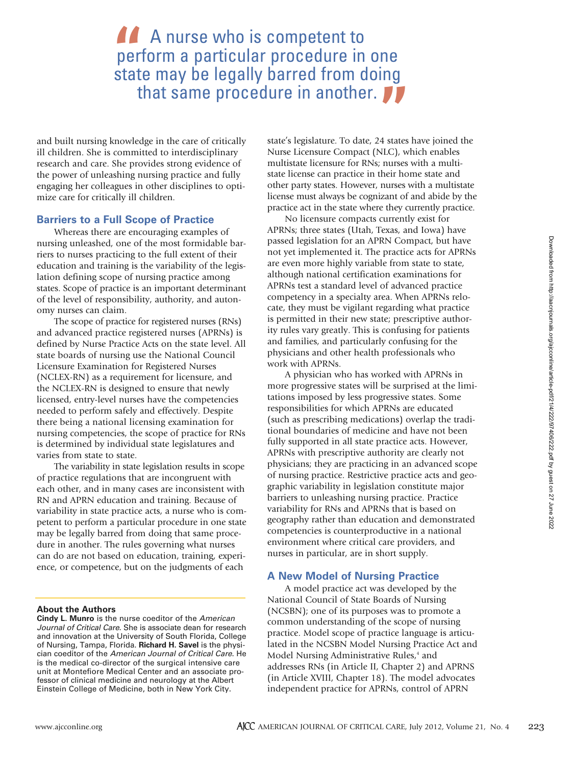> "A nurse who is competent to perform a particular procedure in one state may be legally barred from doing that same procedure in another."

and built nursing knowledge in the care of critically ill children. She is committed to interdisciplinary research and care. She provides strong evidence of the power of unleashing nursing practice and fully engaging her colleagues in other disciplines to optimize care for critically ill children.

## Barriers to a Full Scope of Practice

Whereas there are encouraging examples of nursing unleashed, one of the most formidable barriers to nurses practicing to the full extent of their education and training is the variability of the legislation defining scope of nursing practice among states. Scope of practice is an important determinant of the level of responsibility, authority, and autonomy nurses can claim.

The scope of practice for registered nurses (RNs) and advanced practice registered nurses (APRNs) is defined by Nurse Practice Acts on the state level. All state boards of nursing use the National Council Licensure Examination for Registered Nurses (NCLEX-RN) as a requirement for licensure, and the NCLEX-RN is designed to ensure that newly licensed, entry-level nurses have the competencies needed to perform safely and effectively. Despite there being a national licensing examination for nursing competencies, the scope of practice for RNs is determined by individual state legislatures and varies from state to state.

The variability in state legislation results in scope of practice regulations that are incongruent with each other, and in many cases are inconsistent with RN and APRN education and training. Because of variability in state practice acts, a nurse who is competent to perform a particular procedure in one state may be legally barred from doing that same procedure in another. The rules governing what nurses can do are not based on education, training, experience, or competence, but on the judgments of each state's legislature. To date, 24 states have joined the Nurse Licensure Compact (NLC), which enables multistate licensure for RNs; nurses with a multistate license can practice in their home state and other party states. However, nurses with a multistate license must always be cognizant of and abide by the practice act in the state where they currently practice.

No licensure compacts currently exist for APRNs; three states (Utah, Texas, and Iowa) have passed legislation for an APRN Compact, but have not yet implemented it. The practice acts for APRNs are even more highly variable from state to state, although national certification examinations for APRNs test a standard level of advanced practice competency in a specialty area. When APRNs relocate, they must be vigilant regarding what practice is permitted in their new state; prescriptive authority rules vary greatly. This is confusing for patients and families, and particularly confusing for the physicians and other health professionals who work with APRNs.

A physician who has worked with APRNs in more progressive states will be surprised at the limitations imposed by less progressive states. Some responsibilities for which APRNs are educated (such as prescribing medications) overlap the traditional boundaries of medicine and have not been fully supported in all state practice acts. However, APRNs with prescriptive authority are clearly not physicians; they are practicing in an advanced scope of nursing practice. Restrictive practice acts and geographic variability in legislation constitute major barriers to unleashing nursing practice. Practice variability for RNs and APRNs that is based on geography rather than education and demonstrated competencies is counterproductive in a national environment where critical care providers, and nurses in particular, are in short supply.

## A New Model of Nursing Practice

A model practice act was developed by the National Council of State Boards of Nursing (NCSBN); one of its purposes was to promote a common understanding of the scope of nursing practice. Model scope of practice language is articulated in the NCSBN Model Nursing Practice Act and Model Nursing Administrative Rules,[4] and addresses RNs (in Article II, Chapter 2) and APRNS (in Article XVIII, Chapter 18). The model advocates independent practice for APRNs, control of APRN

---

**About the Authors**

**Cindy L. Munro** is the nurse coeditor of the *American Journal of Critical Care*. She is associate dean for research and innovation at the University of South Florida, College of Nursing, Tampa, Florida. **Richard H. Savel** is the physician coeditor of the *American Journal of Critical Care*. He is the medical co-director of the surgical intensive care unit at Montefiore Medical Center and an associate professor of clinical medicine and neurology at the Albert Einstein College of Medicine, both in New York City.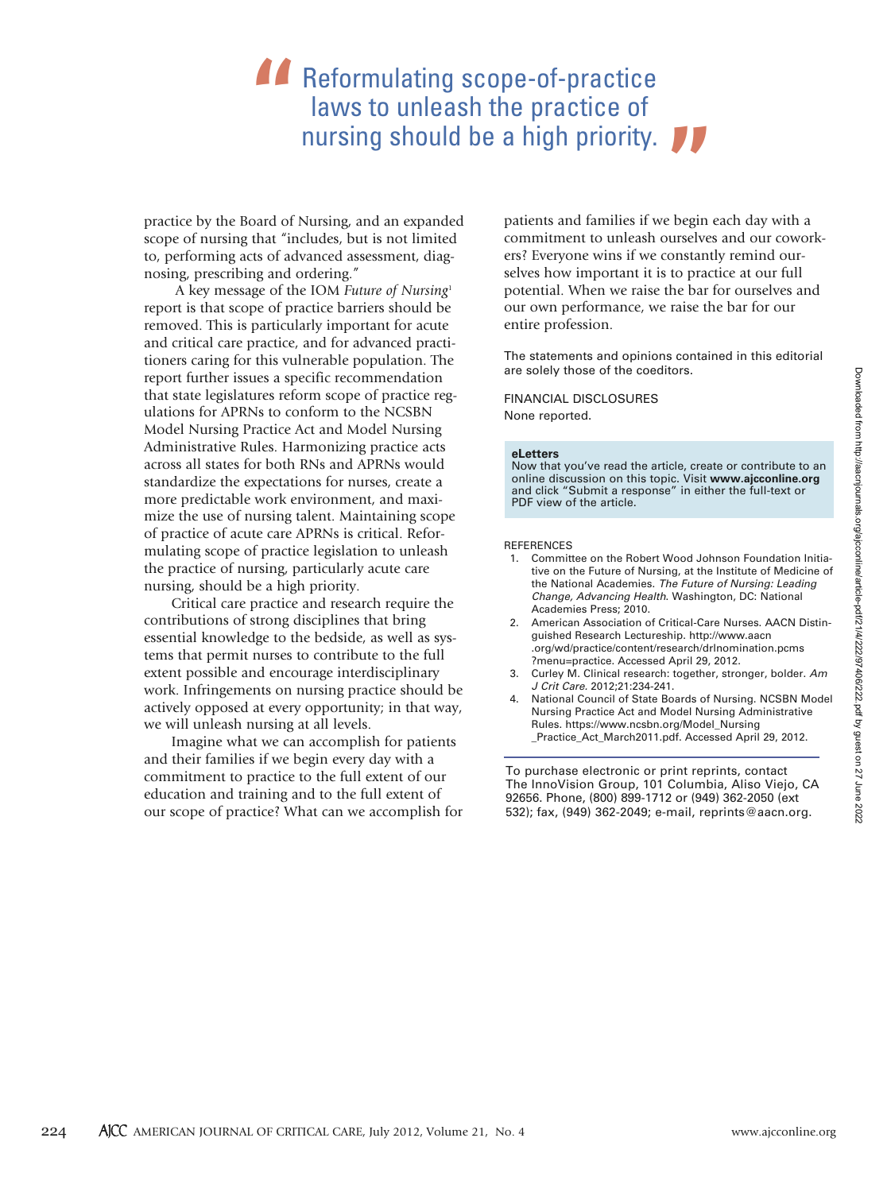> "Reformulating scope-of-practice laws to unleash the practice of nursing should be a high priority."

practice by the Board of Nursing, and an expanded scope of nursing that "includes, but is not limited to, performing acts of advanced assessment, diagnosing, prescribing and ordering."

A key message of the IOM *Future of Nursing*[1] report is that scope of practice barriers should be removed. This is particularly important for acute and critical care practice, and for advanced practitioners caring for this vulnerable population. The report further issues a specific recommendation that state legislatures reform scope of practice regulations for APRNs to conform to the NCSBN Model Nursing Practice Act and Model Nursing Administrative Rules. Harmonizing practice acts across all states for both RNs and APRNs would standardize the expectations for nurses, create a more predictable work environment, and maximize the use of nursing talent. Maintaining scope of practice of acute care APRNs is critical. Reformulating scope of practice legislation to unleash the practice of nursing, particularly acute care nursing, should be a high priority.

Critical care practice and research require the contributions of strong disciplines that bring essential knowledge to the bedside, as well as systems that permit nurses to contribute to the full extent possible and encourage interdisciplinary work. Infringements on nursing practice should be actively opposed at every opportunity; in that way, we will unleash nursing at all levels.

Imagine what we can accomplish for patients and their families if we begin every day with a commitment to practice to the full extent of our education and training and to the full extent of our scope of practice? What can we accomplish for patients and families if we begin each day with a commitment to unleash ourselves and our coworkers? Everyone wins if we constantly remind ourselves how important it is to practice at our full potential. When we raise the bar for ourselves and our own performance, we raise the bar for our entire profession.

The statements and opinions contained in this editorial are solely those of the coeditors.

FINANCIAL DISCLOSURES
None reported.

**eLetters**
Now that you've read the article, create or contribute to an online discussion on this topic. Visit **www.ajcconline.org** and click "Submit a response" in either the full-text or PDF view of the article.

REFERENCES

1. Committee on the Robert Wood Johnson Foundation Initiative on the Future of Nursing, at the Institute of Medicine of the National Academies. *The Future of Nursing: Leading Change, Advancing Health*. Washington, DC: National Academies Press; 2010.
2. American Association of Critical-Care Nurses. AACN Distinguished Research Lectureship. http://www.aacn.org/wd/practice/content/research/drlnomination.pcms?menu=practice. Accessed April 29, 2012.
3. Curley M. Clinical research: together, stronger, bolder. *Am J Crit Care*. 2012;21:234-241.
4. National Council of State Boards of Nursing. NCSBN Model Nursing Practice Act and Model Nursing Administrative Rules. https://www.ncsbn.org/Model_Nursing_Practice_Act_March2011.pdf. Accessed April 29, 2012.

To purchase electronic or print reprints, contact The InnoVision Group, 101 Columbia, Aliso Viejo, CA 92656. Phone, (800) 899-1712 or (949) 362-2050 (ext 532); fax, (949) 362-2049; e-mail, reprints@aacn.org.